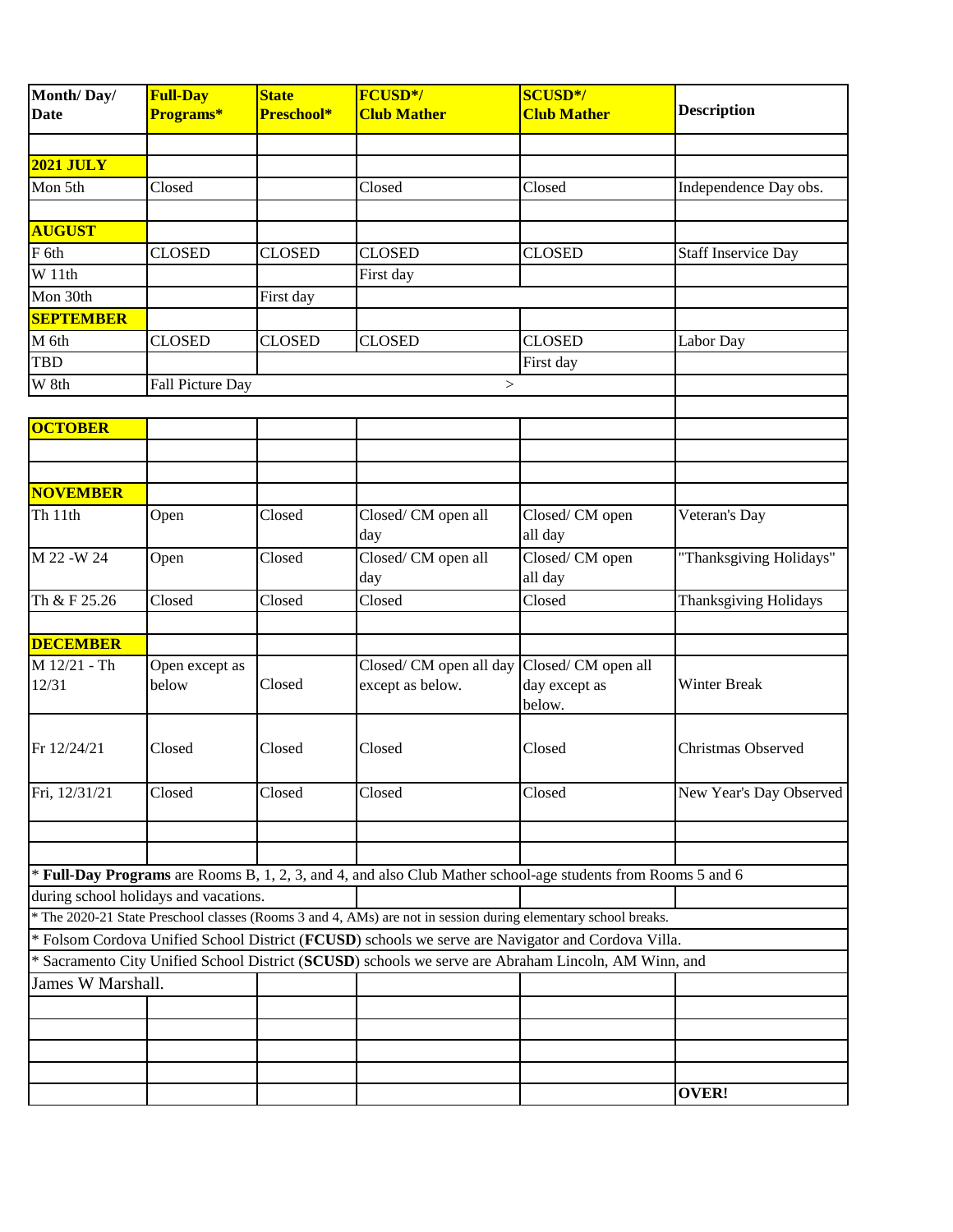| Month/ Day/ Date | Full-Day Programs* | State Preschool* | FCUSD*/ Club Mather | SCUSD*/ Club Mather | Description |
|---|---|---|---|---|---|
| | | | | | |
| **2021 JULY** | | | | | |
| Mon 5th | Closed | | Closed | Closed | Independence Day obs. |
| | | | | | |
| **AUGUST** | | | | | |
| F 6th | CLOSED | CLOSED | CLOSED | CLOSED | Staff Inservice Day |
| W 11th | | | First day | | |
| Mon 30th | | First day | | | |
| **SEPTEMBER** | | | | | |
| M 6th | CLOSED | CLOSED | CLOSED | CLOSED | Labor Day |
| TBD | | | | First day | |
| W 8th | Fall Picture Day | | | > | |
| | | | | | |
| **OCTOBER** | | | | | |
| | | | | | |
| | | | | | |
| **NOVEMBER** | | | | | |
| Th 11th | Open | Closed | Closed/ CM open all day | Closed/ CM open all day | Veteran's Day |
| M 22 -W 24 | Open | Closed | Closed/ CM open all day | Closed/ CM open all day | "Thanksgiving Holidays" |
| Th & F 25.26 | Closed | Closed | Closed | Closed | Thanksgiving Holidays |
| | | | | | |
| **DECEMBER** | | | | | |
| M 12/21 - Th 12/31 | Open except as below | Closed | Closed/ CM open all day except as below. | Closed/ CM open all day except as below. | Winter Break |
| Fr 12/24/21 | Closed | Closed | Closed | Closed | Christmas Observed |
| Fri, 12/31/21 | Closed | Closed | Closed | Closed | New Year's Day Observed |

\* **Full-Day Programs** are Rooms B, 1, 2, 3, and 4, and also Club Mather school-age students from Rooms 5 and 6 during school holidays and vacations.

\* The 2020-21 State Preschool classes (Rooms 3 and 4, AMs) are not in session during elementary school breaks.

\* Folsom Cordova Unified School District (**FCUSD**) schools we serve are Navigator and Cordova Villa.

\* Sacramento City Unified School District (**SCUSD**) schools we serve are Abraham Lincoln, AM Winn, and James W Marshall.

**OVER!**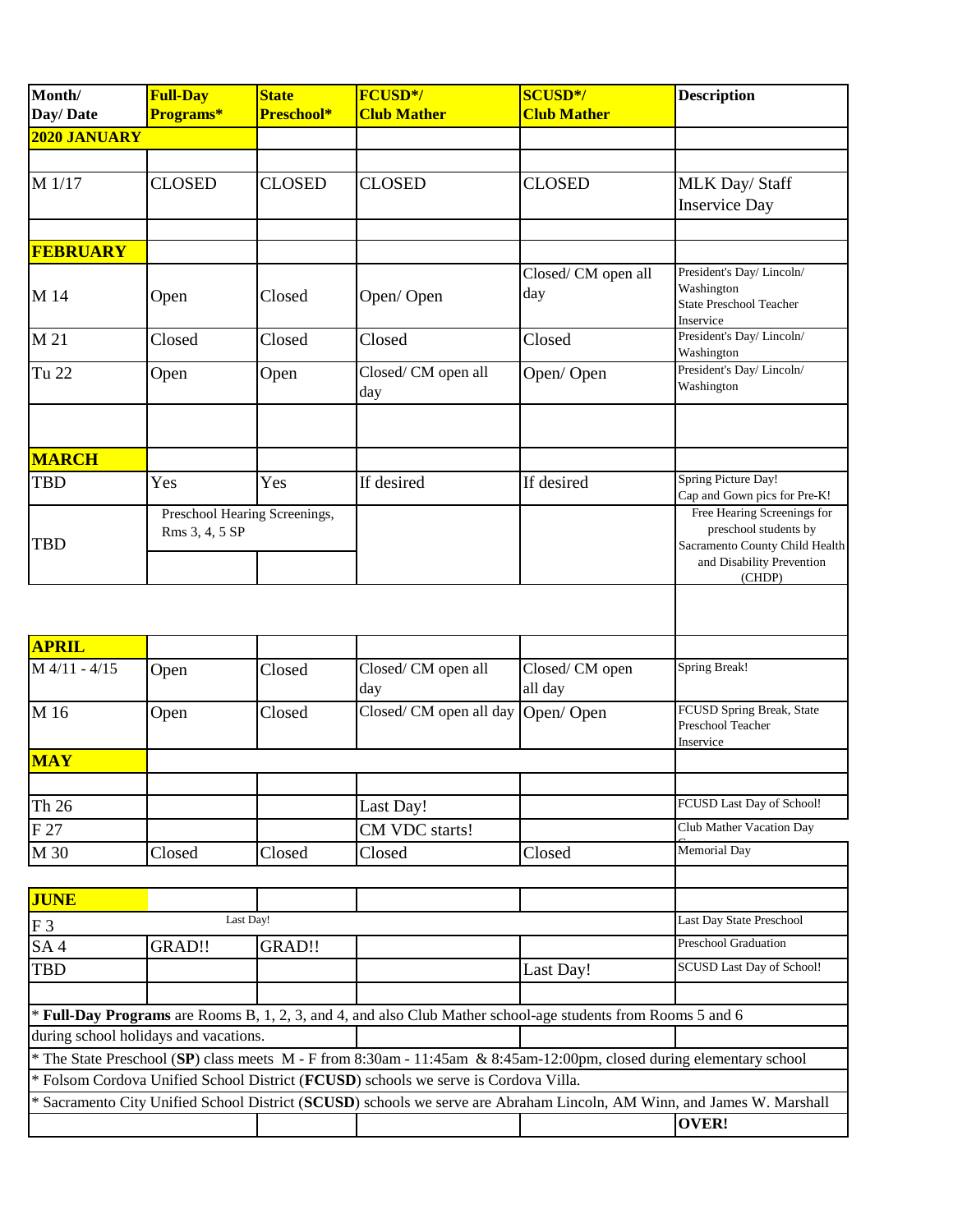| Month/ Day/ Date | Full-Day Programs* | State Preschool* | FCUSD*/ Club Mather | SCUSD*/ Club Mather | Description |
|---|---|---|---|---|---|
| **2020 JANUARY** | | | | | |
| | | | | | |
| M 1/17 | CLOSED | CLOSED | CLOSED | CLOSED | MLK Day/ Staff Inservice Day |
| | | | | | |
| **FEBRUARY** | | | | | |
| M 14 | Open | Closed | Open/ Open | Closed/ CM open all day | President's Day/ Lincoln/ Washington State Preschool Teacher Inservice |
| M 21 | Closed | Closed | Closed | Closed | President's Day/ Lincoln/ Washington |
| Tu 22 | Open | Open | Closed/ CM open all day | Open/ Open | President's Day/ Lincoln/ Washington |
| | | | | | |
| **MARCH** | | | | | |
| TBD | Yes | Yes | If desired | If desired | Spring Picture Day! Cap and Gown pics for Pre-K! |
| TBD | Preschool Hearing Screenings, Rms 3, 4, 5 SP | | | | Free Hearing Screenings for preschool students by Sacramento County Child Health and Disability Prevention (CHDP) |
| | | | | | |
| **APRIL** | | | | | |
| M 4/11 - 4/15 | Open | Closed | Closed/ CM open all day | Closed/ CM open all day | Spring Break! |
| M 16 | Open | Closed | Closed/ CM open all day | Open/ Open | FCUSD Spring Break, State Preschool Teacher Inservice |
| **MAY** | | | | | |
| | | | | | |
| Th 26 | | | Last Day! | | FCUSD Last Day of School! |
| F 27 | | | CM VDC starts! | | Club Mather Vacation Day Camp |
| M 30 | Closed | Closed | Closed | Closed | Memorial Day |
| | | | | | |
| **JUNE** | | | | | |
| F 3 | Last Day! | | | | Last Day State Preschool |
| SA 4 | GRAD!! | GRAD!! | | | Preschool Graduation |
| TBD | | | | Last Day! | SCUSD Last Day of School! |

* **Full-Day Programs** are Rooms B, 1, 2, 3, and 4, and also Club Mather school-age students from Rooms 5 and 6 during school holidays and vacations.

* The State Preschool (**SP**) class meets M - F from 8:30am - 11:45am & 8:45am-12:00pm, closed during elementary school

* Folsom Cordova Unified School District (**FCUSD**) schools we serve is Cordova Villa.

* Sacramento City Unified School District (**SCUSD**) schools we serve are Abraham Lincoln, AM Winn, and James W. Marshall

**OVER!**